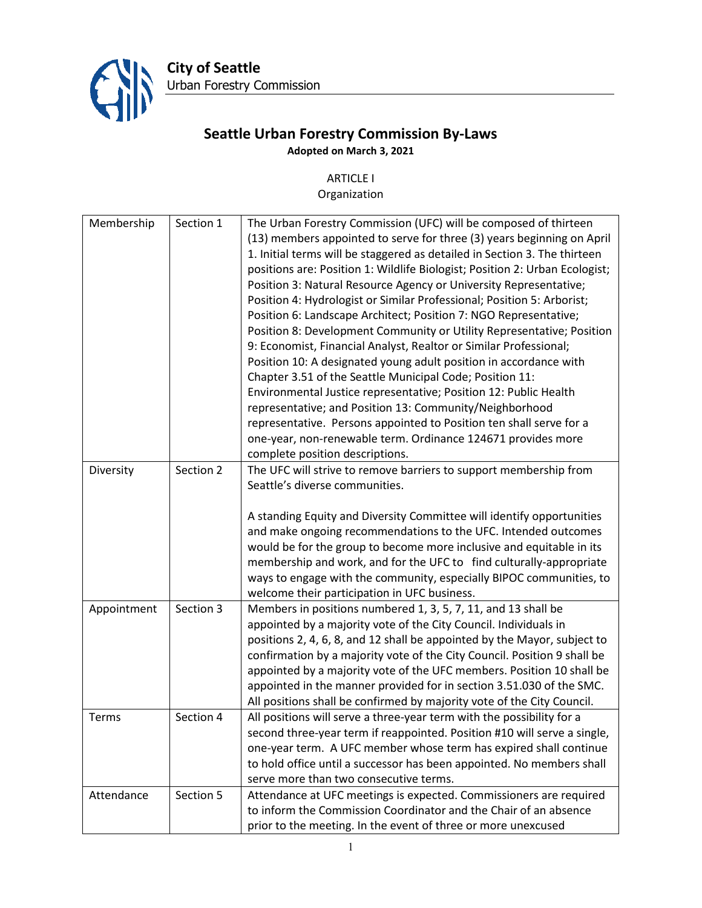City of Seattle
Urban Forestry Commission

# Seattle Urban Forestry Commission By-Laws

**Adopted on March 3, 2021**

## ARTICLE I
Organization

| | | |
|---|---|---|
| Membership | Section 1 | The Urban Forestry Commission (UFC) will be composed of thirteen (13) members appointed to serve for three (3) years beginning on April 1. Initial terms will be staggered as detailed in Section 3. The thirteen positions are: Position 1: Wildlife Biologist; Position 2: Urban Ecologist; Position 3: Natural Resource Agency or University Representative; Position 4: Hydrologist or Similar Professional; Position 5: Arborist; Position 6: Landscape Architect; Position 7: NGO Representative; Position 8: Development Community or Utility Representative; Position 9: Economist, Financial Analyst, Realtor or Similar Professional; Position 10: A designated young adult position in accordance with Chapter 3.51 of the Seattle Municipal Code; Position 11: Environmental Justice representative; Position 12: Public Health representative; and Position 13: Community/Neighborhood representative. Persons appointed to Position ten shall serve for a one-year, non-renewable term. Ordinance 124671 provides more complete position descriptions. |
| Diversity | Section 2 | The UFC will strive to remove barriers to support membership from Seattle's diverse communities.<br><br>A standing Equity and Diversity Committee will identify opportunities and make ongoing recommendations to the UFC. Intended outcomes would be for the group to become more inclusive and equitable in its membership and work, and for the UFC to find culturally-appropriate ways to engage with the community, especially BIPOC communities, to welcome their participation in UFC business. |
| Appointment | Section 3 | Members in positions numbered 1, 3, 5, 7, 11, and 13 shall be appointed by a majority vote of the City Council. Individuals in positions 2, 4, 6, 8, and 12 shall be appointed by the Mayor, subject to confirmation by a majority vote of the City Council. Position 9 shall be appointed by a majority vote of the UFC members. Position 10 shall be appointed in the manner provided for in section 3.51.030 of the SMC. All positions shall be confirmed by majority vote of the City Council. |
| Terms | Section 4 | All positions will serve a three-year term with the possibility for a second three-year term if reappointed. Position #10 will serve a single, one-year term. A UFC member whose term has expired shall continue to hold office until a successor has been appointed. No members shall serve more than two consecutive terms. |
| Attendance | Section 5 | Attendance at UFC meetings is expected. Commissioners are required to inform the Commission Coordinator and the Chair of an absence prior to the meeting. In the event of three or more unexcused |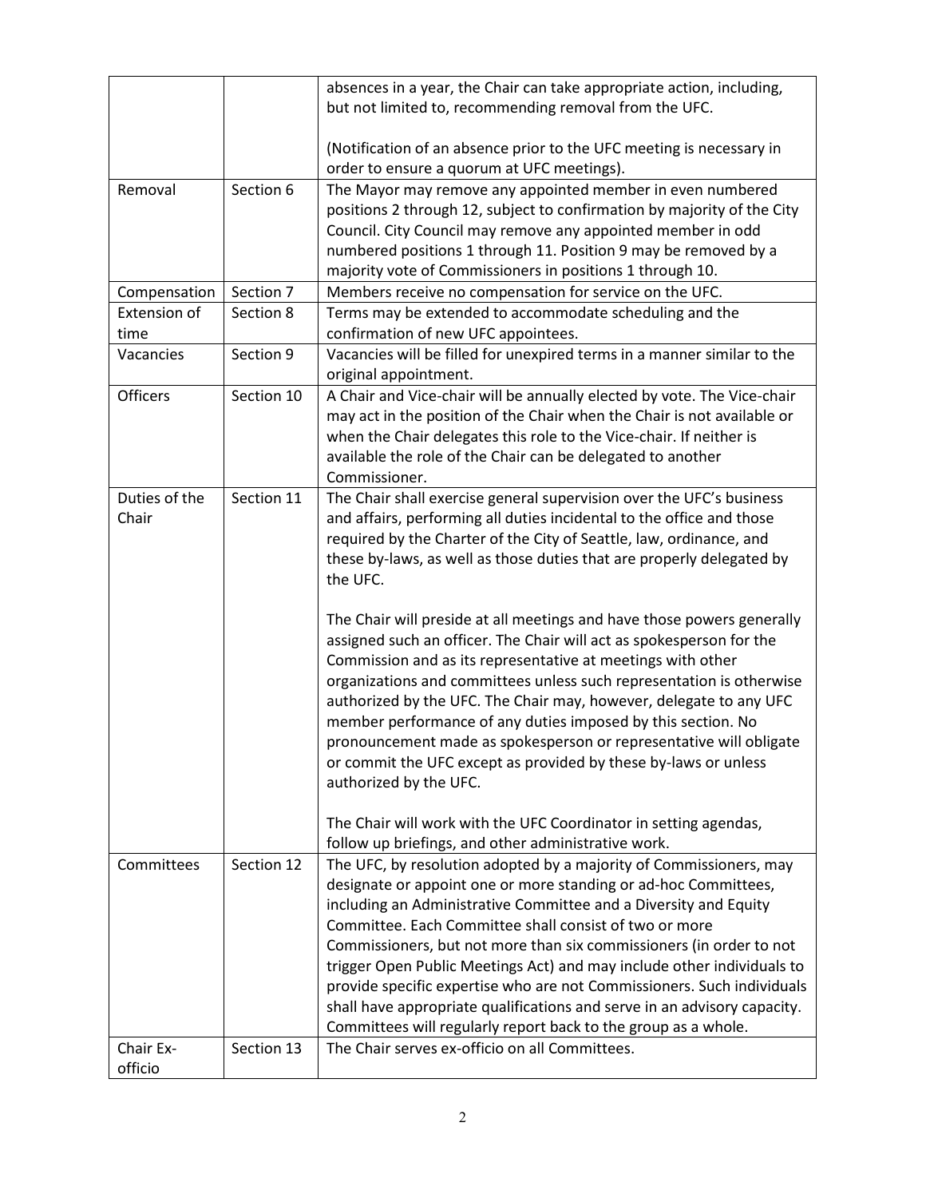| | | |
|---|---|---|
| | | absences in a year, the Chair can take appropriate action, including, but not limited to, recommending removal from the UFC.<br><br>(Notification of an absence prior to the UFC meeting is necessary in order to ensure a quorum at UFC meetings). |
| Removal | Section 6 | The Mayor may remove any appointed member in even numbered positions 2 through 12, subject to confirmation by majority of the City Council. City Council may remove any appointed member in odd numbered positions 1 through 11. Position 9 may be removed by a majority vote of Commissioners in positions 1 through 10. |
| Compensation | Section 7 | Members receive no compensation for service on the UFC. |
| Extension of time | Section 8 | Terms may be extended to accommodate scheduling and the confirmation of new UFC appointees. |
| Vacancies | Section 9 | Vacancies will be filled for unexpired terms in a manner similar to the original appointment. |
| Officers | Section 10 | A Chair and Vice-chair will be annually elected by vote. The Vice-chair may act in the position of the Chair when the Chair is not available or when the Chair delegates this role to the Vice-chair. If neither is available the role of the Chair can be delegated to another Commissioner. |
| Duties of the Chair | Section 11 | The Chair shall exercise general supervision over the UFC's business and affairs, performing all duties incidental to the office and those required by the Charter of the City of Seattle, law, ordinance, and these by-laws, as well as those duties that are properly delegated by the UFC.<br><br>The Chair will preside at all meetings and have those powers generally assigned such an officer. The Chair will act as spokesperson for the Commission and as its representative at meetings with other organizations and committees unless such representation is otherwise authorized by the UFC. The Chair may, however, delegate to any UFC member performance of any duties imposed by this section. No pronouncement made as spokesperson or representative will obligate or commit the UFC except as provided by these by-laws or unless authorized by the UFC.<br><br>The Chair will work with the UFC Coordinator in setting agendas, follow up briefings, and other administrative work. |
| Committees | Section 12 | The UFC, by resolution adopted by a majority of Commissioners, may designate or appoint one or more standing or ad-hoc Committees, including an Administrative Committee and a Diversity and Equity Committee. Each Committee shall consist of two or more Commissioners, but not more than six commissioners (in order to not trigger Open Public Meetings Act) and may include other individuals to provide specific expertise who are not Commissioners. Such individuals shall have appropriate qualifications and serve in an advisory capacity. Committees will regularly report back to the group as a whole. |
| Chair Ex-officio | Section 13 | The Chair serves ex-officio on all Committees. |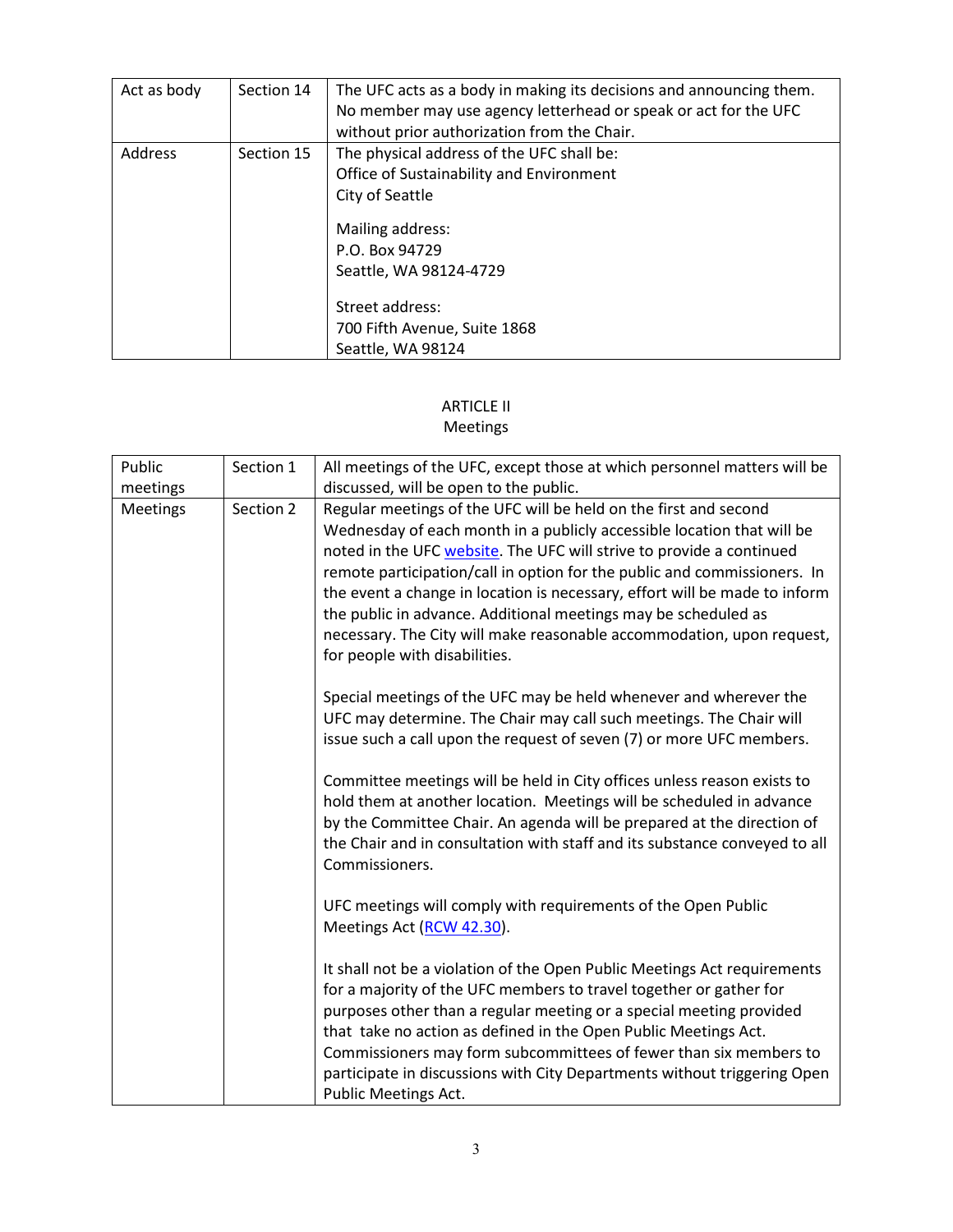| Act as body | Section 14 | The UFC acts as a body in making its decisions and announcing them. No member may use agency letterhead or speak or act for the UFC without prior authorization from the Chair. |
|---|---|---|
| Address | Section 15 | The physical address of the UFC shall be:<br>Office of Sustainability and Environment<br>City of Seattle<br><br>Mailing address:<br>P.O. Box 94729<br>Seattle, WA 98124-4729<br><br>Street address:<br>700 Fifth Avenue, Suite 1868<br>Seattle, WA 98124 |

## ARTICLE II
## Meetings

| Public meetings | Section 1 | All meetings of the UFC, except those at which personnel matters will be discussed, will be open to the public. |
|---|---|---|
| Meetings | Section 2 | Regular meetings of the UFC will be held on the first and second Wednesday of each month in a publicly accessible location that will be noted in the UFC [website](). The UFC will strive to provide a continued remote participation/call in option for the public and commissioners. In the event a change in location is necessary, effort will be made to inform the public in advance. Additional meetings may be scheduled as necessary. The City will make reasonable accommodation, upon request, for people with disabilities.<br><br>Special meetings of the UFC may be held whenever and wherever the UFC may determine. The Chair may call such meetings. The Chair will issue such a call upon the request of seven (7) or more UFC members.<br><br>Committee meetings will be held in City offices unless reason exists to hold them at another location. Meetings will be scheduled in advance by the Committee Chair. An agenda will be prepared at the direction of the Chair and in consultation with staff and its substance conveyed to all Commissioners.<br><br>UFC meetings will comply with requirements of the Open Public Meetings Act ([RCW 42.30]()).<br><br>It shall not be a violation of the Open Public Meetings Act requirements for a majority of the UFC members to travel together or gather for purposes other than a regular meeting or a special meeting provided that take no action as defined in the Open Public Meetings Act. Commissioners may form subcommittees of fewer than six members to participate in discussions with City Departments without triggering Open Public Meetings Act. |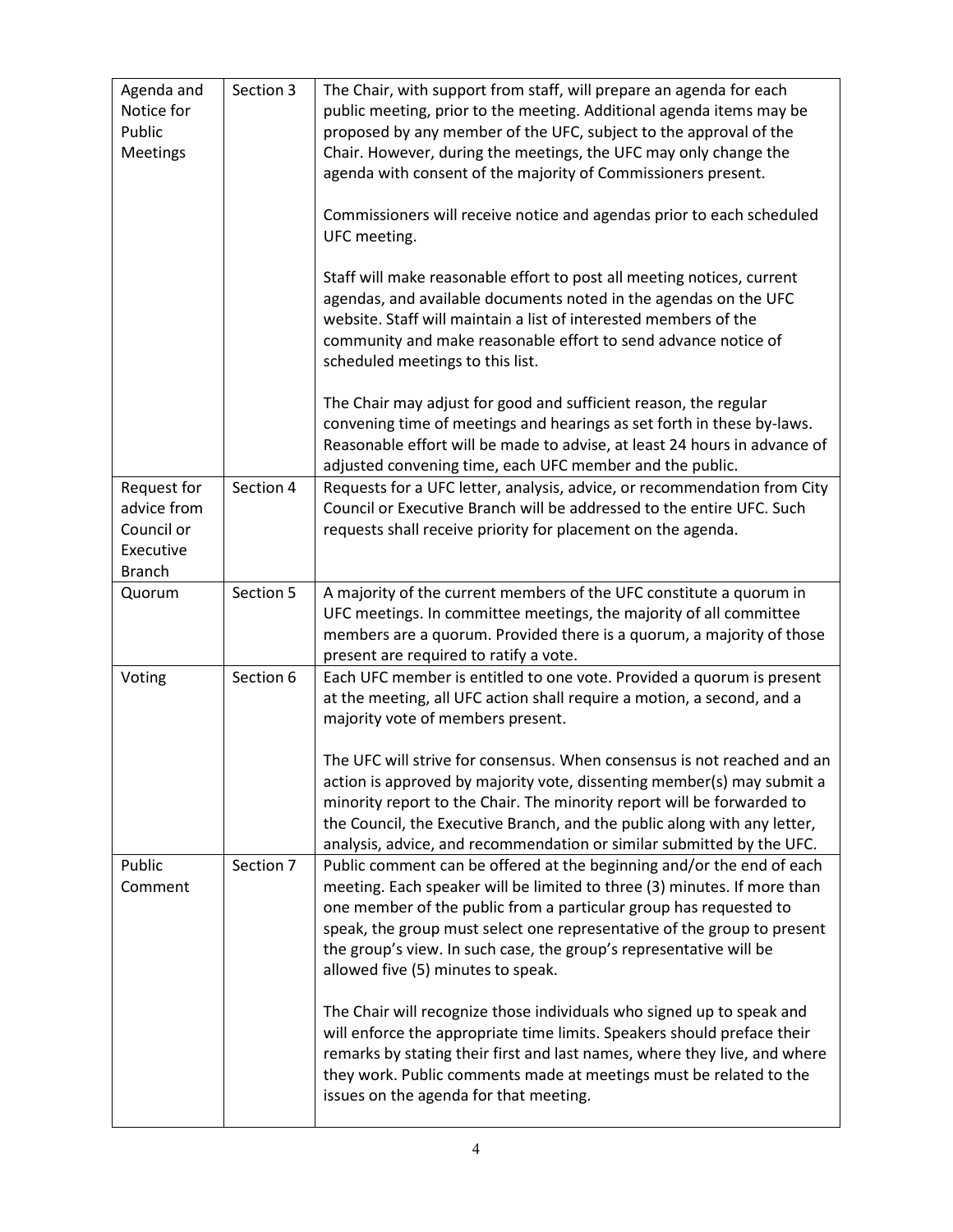| Agenda and Notice for Public Meetings | Section 3 | The Chair, with support from staff, will prepare an agenda for each public meeting, prior to the meeting. Additional agenda items may be proposed by any member of the UFC, subject to the approval of the Chair. However, during the meetings, the UFC may only change the agenda with consent of the majority of Commissioners present.<br><br>Commissioners will receive notice and agendas prior to each scheduled UFC meeting.<br><br>Staff will make reasonable effort to post all meeting notices, current agendas, and available documents noted in the agendas on the UFC website. Staff will maintain a list of interested members of the community and make reasonable effort to send advance notice of scheduled meetings to this list.<br><br>The Chair may adjust for good and sufficient reason, the regular convening time of meetings and hearings as set forth in these by-laws. Reasonable effort will be made to advise, at least 24 hours in advance of adjusted convening time, each UFC member and the public. |
|---|---|---|
| Request for advice from Council or Executive Branch | Section 4 | Requests for a UFC letter, analysis, advice, or recommendation from City Council or Executive Branch will be addressed to the entire UFC. Such requests shall receive priority for placement on the agenda. |
| Quorum | Section 5 | A majority of the current members of the UFC constitute a quorum in UFC meetings. In committee meetings, the majority of all committee members are a quorum. Provided there is a quorum, a majority of those present are required to ratify a vote. |
| Voting | Section 6 | Each UFC member is entitled to one vote. Provided a quorum is present at the meeting, all UFC action shall require a motion, a second, and a majority vote of members present.<br><br>The UFC will strive for consensus. When consensus is not reached and an action is approved by majority vote, dissenting member(s) may submit a minority report to the Chair. The minority report will be forwarded to the Council, the Executive Branch, and the public along with any letter, analysis, advice, and recommendation or similar submitted by the UFC. |
| Public Comment | Section 7 | Public comment can be offered at the beginning and/or the end of each meeting. Each speaker will be limited to three (3) minutes. If more than one member of the public from a particular group has requested to speak, the group must select one representative of the group to present the group's view. In such case, the group's representative will be allowed five (5) minutes to speak.<br><br>The Chair will recognize those individuals who signed up to speak and will enforce the appropriate time limits. Speakers should preface their remarks by stating their first and last names, where they live, and where they work. Public comments made at meetings must be related to the issues on the agenda for that meeting. |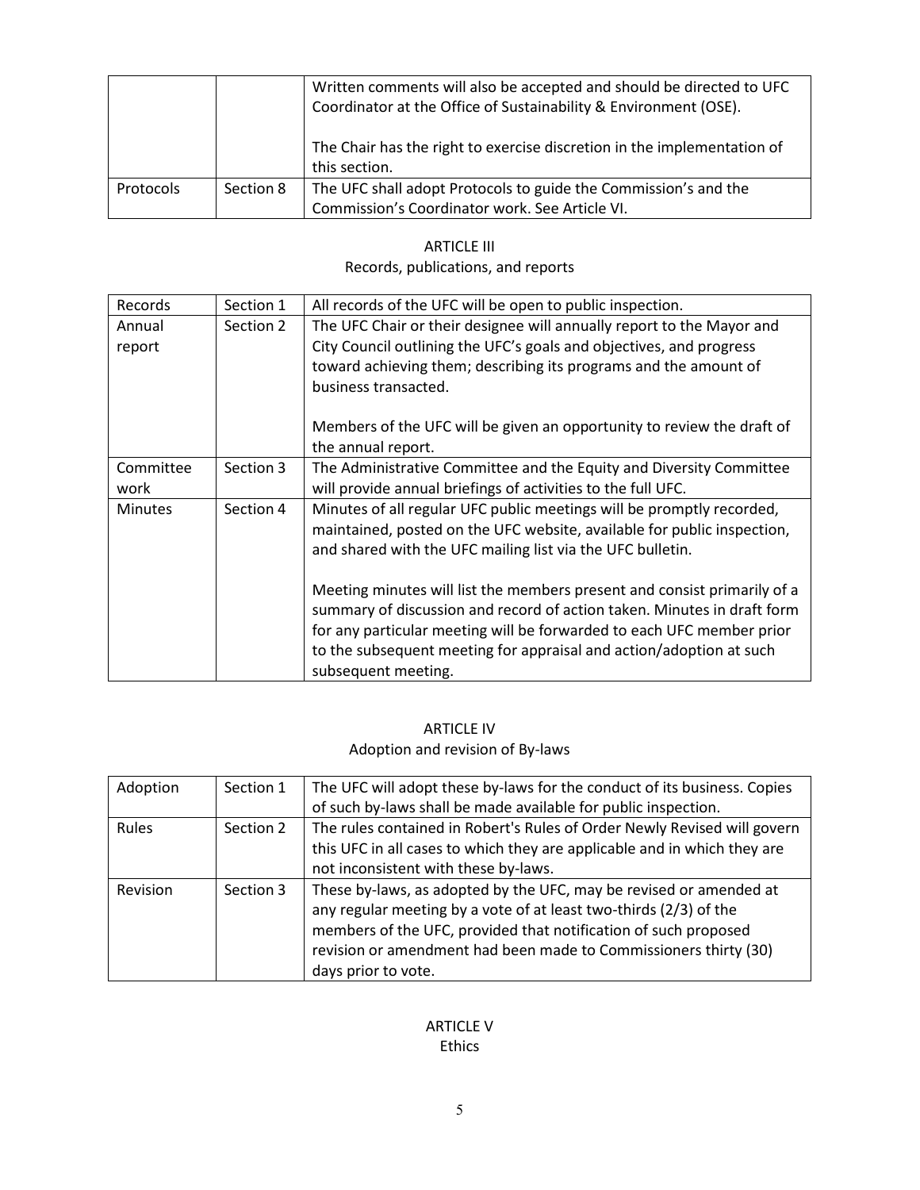| | | Written comments will also be accepted and should be directed to UFC Coordinator at the Office of Sustainability & Environment (OSE).<br><br>The Chair has the right to exercise discretion in the implementation of this section. |
|---|---|---|
| Protocols | Section 8 | The UFC shall adopt Protocols to guide the Commission's and the Commission's Coordinator work. See Article VI. |

## ARTICLE III
### Records, publications, and reports

| Records | Section 1 | All records of the UFC will be open to public inspection. |
|---|---|---|
| Annual report | Section 2 | The UFC Chair or their designee will annually report to the Mayor and City Council outlining the UFC's goals and objectives, and progress toward achieving them; describing its programs and the amount of business transacted.<br><br>Members of the UFC will be given an opportunity to review the draft of the annual report. |
| Committee work | Section 3 | The Administrative Committee and the Equity and Diversity Committee will provide annual briefings of activities to the full UFC. |
| Minutes | Section 4 | Minutes of all regular UFC public meetings will be promptly recorded, maintained, posted on the UFC website, available for public inspection, and shared with the UFC mailing list via the UFC bulletin.<br><br>Meeting minutes will list the members present and consist primarily of a summary of discussion and record of action taken. Minutes in draft form for any particular meeting will be forwarded to each UFC member prior to the subsequent meeting for appraisal and action/adoption at such subsequent meeting. |

## ARTICLE IV
### Adoption and revision of By-laws

| Adoption | Section 1 | The UFC will adopt these by-laws for the conduct of its business. Copies of such by-laws shall be made available for public inspection. |
|---|---|---|
| Rules | Section 2 | The rules contained in Robert's Rules of Order Newly Revised will govern this UFC in all cases to which they are applicable and in which they are not inconsistent with these by-laws. |
| Revision | Section 3 | These by-laws, as adopted by the UFC, may be revised or amended at any regular meeting by a vote of at least two-thirds (2/3) of the members of the UFC, provided that notification of such proposed revision or amendment had been made to Commissioners thirty (30) days prior to vote. |

## ARTICLE V
### Ethics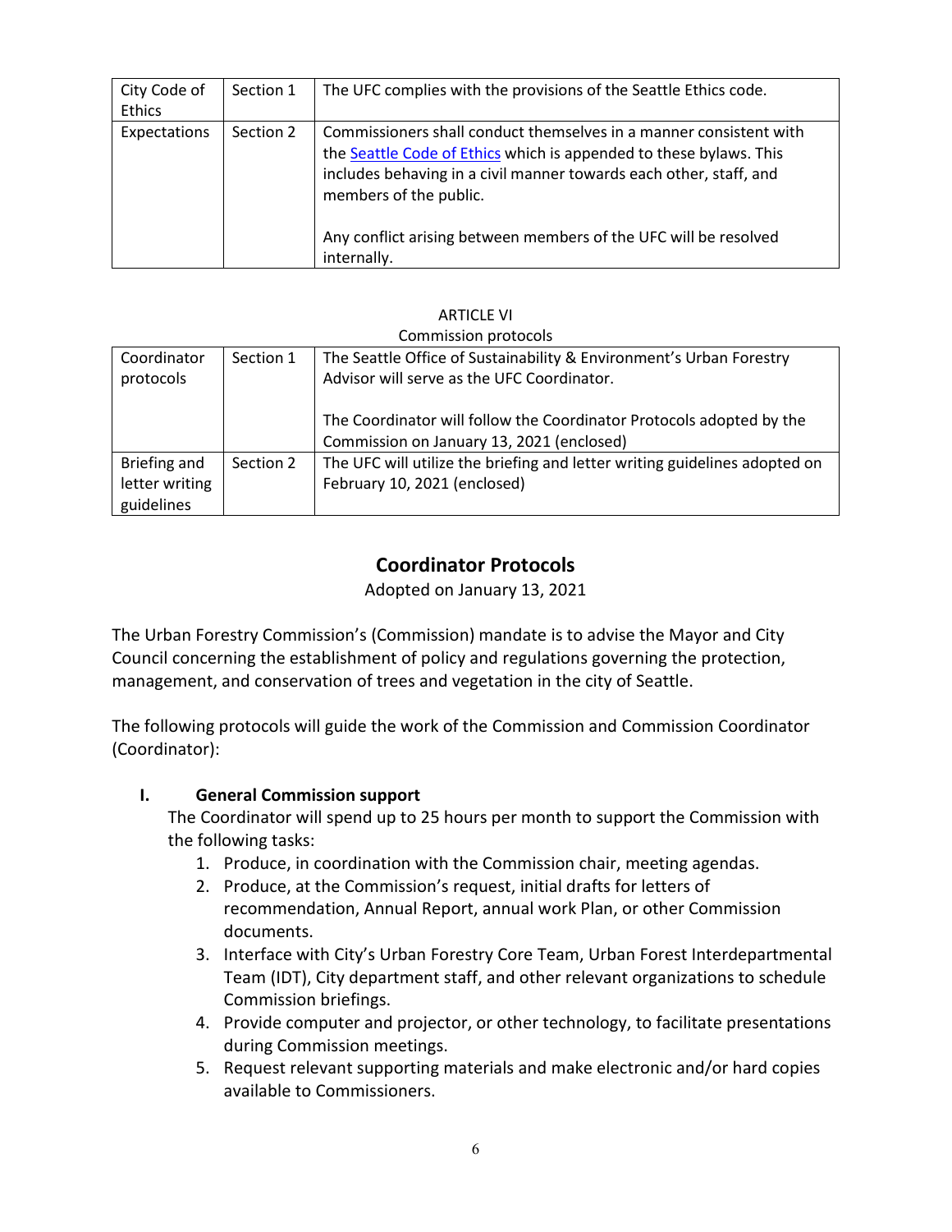| City Code of Ethics | Section 1 | The UFC complies with the provisions of the Seattle Ethics code. |
|---|---|---|
| Expectations | Section 2 | Commissioners shall conduct themselves in a manner consistent with the Seattle Code of Ethics which is appended to these bylaws. This includes behaving in a civil manner towards each other, staff, and members of the public.<br><br>Any conflict arising between members of the UFC will be resolved internally. |

ARTICLE VI

Commission protocols

| Coordinator protocols | Section 1 | The Seattle Office of Sustainability & Environment's Urban Forestry Advisor will serve as the UFC Coordinator.<br><br>The Coordinator will follow the Coordinator Protocols adopted by the Commission on January 13, 2021 (enclosed) |
|---|---|---|
| Briefing and letter writing guidelines | Section 2 | The UFC will utilize the briefing and letter writing guidelines adopted on February 10, 2021 (enclosed) |

## Coordinator Protocols

Adopted on January 13, 2021

The Urban Forestry Commission's (Commission) mandate is to advise the Mayor and City Council concerning the establishment of policy and regulations governing the protection, management, and conservation of trees and vegetation in the city of Seattle.

The following protocols will guide the work of the Commission and Commission Coordinator (Coordinator):

### I. General Commission support

The Coordinator will spend up to 25 hours per month to support the Commission with the following tasks:

1. Produce, in coordination with the Commission chair, meeting agendas.
2. Produce, at the Commission's request, initial drafts for letters of recommendation, Annual Report, annual work Plan, or other Commission documents.
3. Interface with City's Urban Forestry Core Team, Urban Forest Interdepartmental Team (IDT), City department staff, and other relevant organizations to schedule Commission briefings.
4. Provide computer and projector, or other technology, to facilitate presentations during Commission meetings.
5. Request relevant supporting materials and make electronic and/or hard copies available to Commissioners.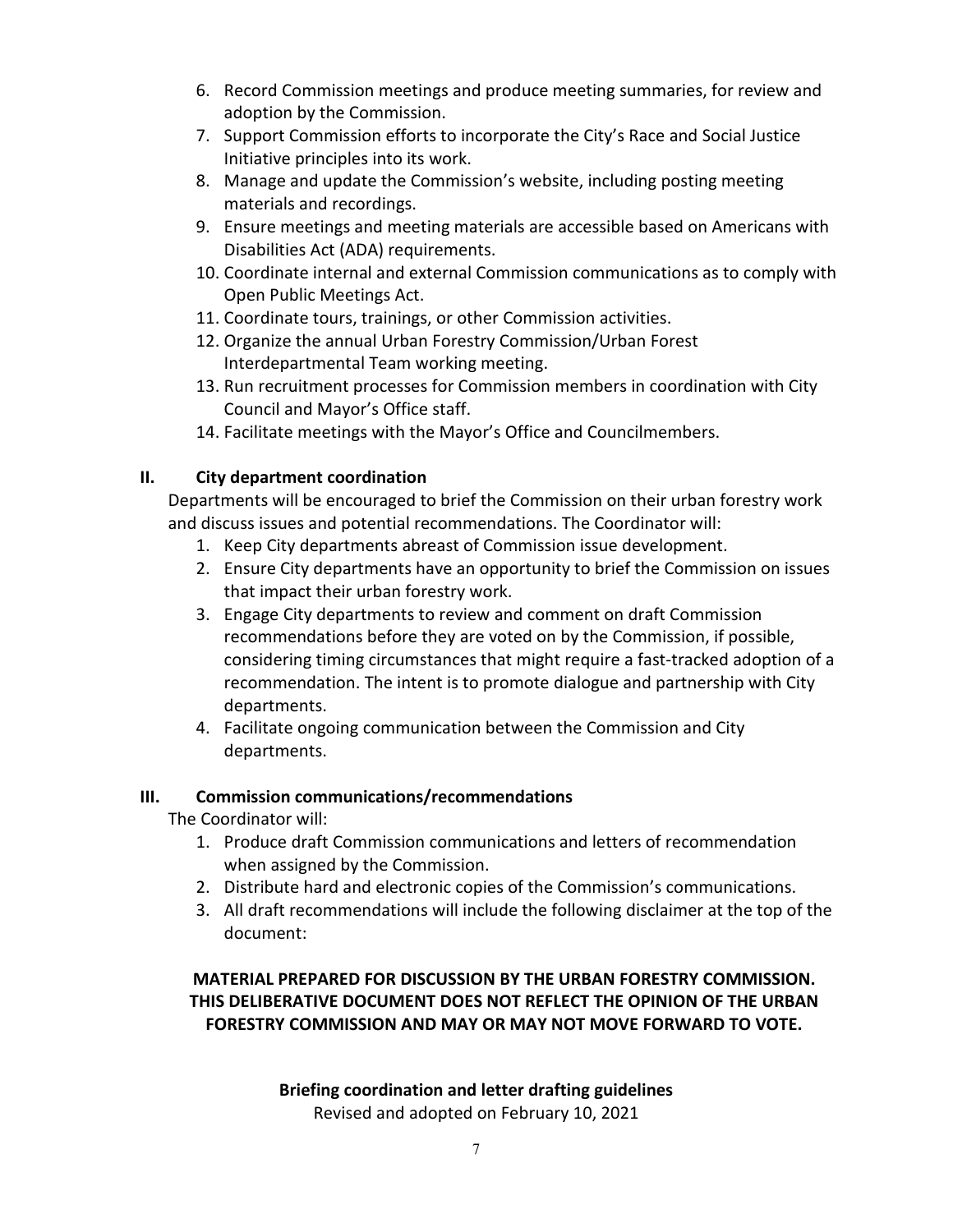6. Record Commission meetings and produce meeting summaries, for review and adoption by the Commission.
7. Support Commission efforts to incorporate the City's Race and Social Justice Initiative principles into its work.
8. Manage and update the Commission's website, including posting meeting materials and recordings.
9. Ensure meetings and meeting materials are accessible based on Americans with Disabilities Act (ADA) requirements.
10. Coordinate internal and external Commission communications as to comply with Open Public Meetings Act.
11. Coordinate tours, trainings, or other Commission activities.
12. Organize the annual Urban Forestry Commission/Urban Forest Interdepartmental Team working meeting.
13. Run recruitment processes for Commission members in coordination with City Council and Mayor's Office staff.
14. Facilitate meetings with the Mayor's Office and Councilmembers.

## II. City department coordination

Departments will be encouraged to brief the Commission on their urban forestry work and discuss issues and potential recommendations. The Coordinator will:

1. Keep City departments abreast of Commission issue development.
2. Ensure City departments have an opportunity to brief the Commission on issues that impact their urban forestry work.
3. Engage City departments to review and comment on draft Commission recommendations before they are voted on by the Commission, if possible, considering timing circumstances that might require a fast-tracked adoption of a recommendation. The intent is to promote dialogue and partnership with City departments.
4. Facilitate ongoing communication between the Commission and City departments.

## III. Commission communications/recommendations

The Coordinator will:

1. Produce draft Commission communications and letters of recommendation when assigned by the Commission.
2. Distribute hard and electronic copies of the Commission's communications.
3. All draft recommendations will include the following disclaimer at the top of the document:

**MATERIAL PREPARED FOR DISCUSSION BY THE URBAN FORESTRY COMMISSION. THIS DELIBERATIVE DOCUMENT DOES NOT REFLECT THE OPINION OF THE URBAN FORESTRY COMMISSION AND MAY OR MAY NOT MOVE FORWARD TO VOTE.**

**Briefing coordination and letter drafting guidelines**

Revised and adopted on February 10, 2021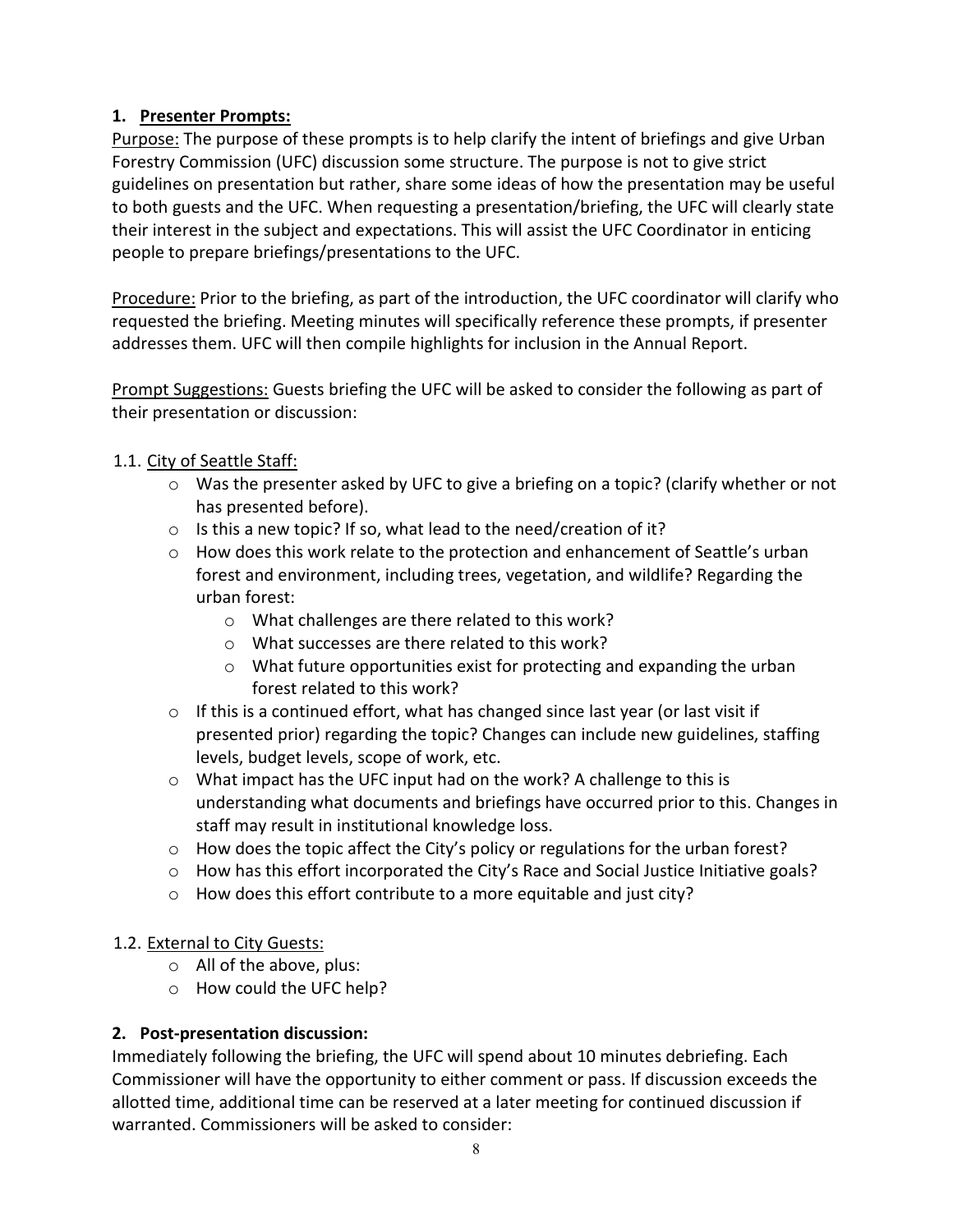## 1. Presenter Prompts:

Purpose: The purpose of these prompts is to help clarify the intent of briefings and give Urban Forestry Commission (UFC) discussion some structure. The purpose is not to give strict guidelines on presentation but rather, share some ideas of how the presentation may be useful to both guests and the UFC. When requesting a presentation/briefing, the UFC will clearly state their interest in the subject and expectations. This will assist the UFC Coordinator in enticing people to prepare briefings/presentations to the UFC.

Procedure: Prior to the briefing, as part of the introduction, the UFC coordinator will clarify who requested the briefing. Meeting minutes will specifically reference these prompts, if presenter addresses them. UFC will then compile highlights for inclusion in the Annual Report.

Prompt Suggestions: Guests briefing the UFC will be asked to consider the following as part of their presentation or discussion:

### 1.1. City of Seattle Staff:

- Was the presenter asked by UFC to give a briefing on a topic? (clarify whether or not has presented before).
- Is this a new topic? If so, what lead to the need/creation of it?
- How does this work relate to the protection and enhancement of Seattle's urban forest and environment, including trees, vegetation, and wildlife? Regarding the urban forest:
  - What challenges are there related to this work?
  - What successes are there related to this work?
  - What future opportunities exist for protecting and expanding the urban forest related to this work?
- If this is a continued effort, what has changed since last year (or last visit if presented prior) regarding the topic? Changes can include new guidelines, staffing levels, budget levels, scope of work, etc.
- What impact has the UFC input had on the work? A challenge to this is understanding what documents and briefings have occurred prior to this. Changes in staff may result in institutional knowledge loss.
- How does the topic affect the City's policy or regulations for the urban forest?
- How has this effort incorporated the City's Race and Social Justice Initiative goals?
- How does this effort contribute to a more equitable and just city?

### 1.2. External to City Guests:

- All of the above, plus:
- How could the UFC help?

## 2. Post-presentation discussion:

Immediately following the briefing, the UFC will spend about 10 minutes debriefing. Each Commissioner will have the opportunity to either comment or pass. If discussion exceeds the allotted time, additional time can be reserved at a later meeting for continued discussion if warranted. Commissioners will be asked to consider: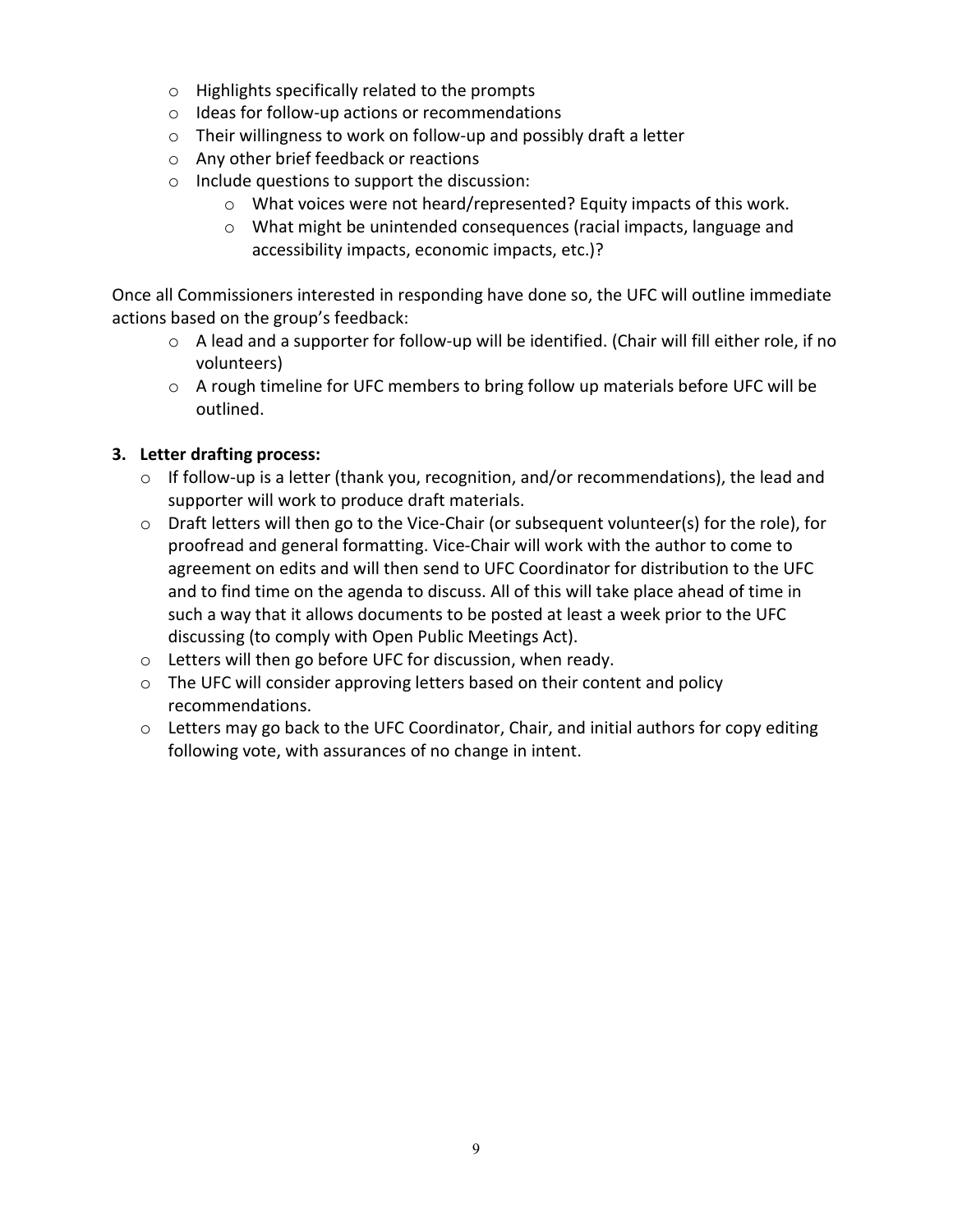- Highlights specifically related to the prompts
- Ideas for follow-up actions or recommendations
- Their willingness to work on follow-up and possibly draft a letter
- Any other brief feedback or reactions
- Include questions to support the discussion:
    - What voices were not heard/represented? Equity impacts of this work.
    - What might be unintended consequences (racial impacts, language and accessibility impacts, economic impacts, etc.)?

Once all Commissioners interested in responding have done so, the UFC will outline immediate actions based on the group's feedback:

- A lead and a supporter for follow-up will be identified. (Chair will fill either role, if no volunteers)
- A rough timeline for UFC members to bring follow up materials before UFC will be outlined.

**3. Letter drafting process:**

- If follow-up is a letter (thank you, recognition, and/or recommendations), the lead and supporter will work to produce draft materials.
- Draft letters will then go to the Vice-Chair (or subsequent volunteer(s) for the role), for proofread and general formatting. Vice-Chair will work with the author to come to agreement on edits and will then send to UFC Coordinator for distribution to the UFC and to find time on the agenda to discuss. All of this will take place ahead of time in such a way that it allows documents to be posted at least a week prior to the UFC discussing (to comply with Open Public Meetings Act).
- Letters will then go before UFC for discussion, when ready.
- The UFC will consider approving letters based on their content and policy recommendations.
- Letters may go back to the UFC Coordinator, Chair, and initial authors for copy editing following vote, with assurances of no change in intent.